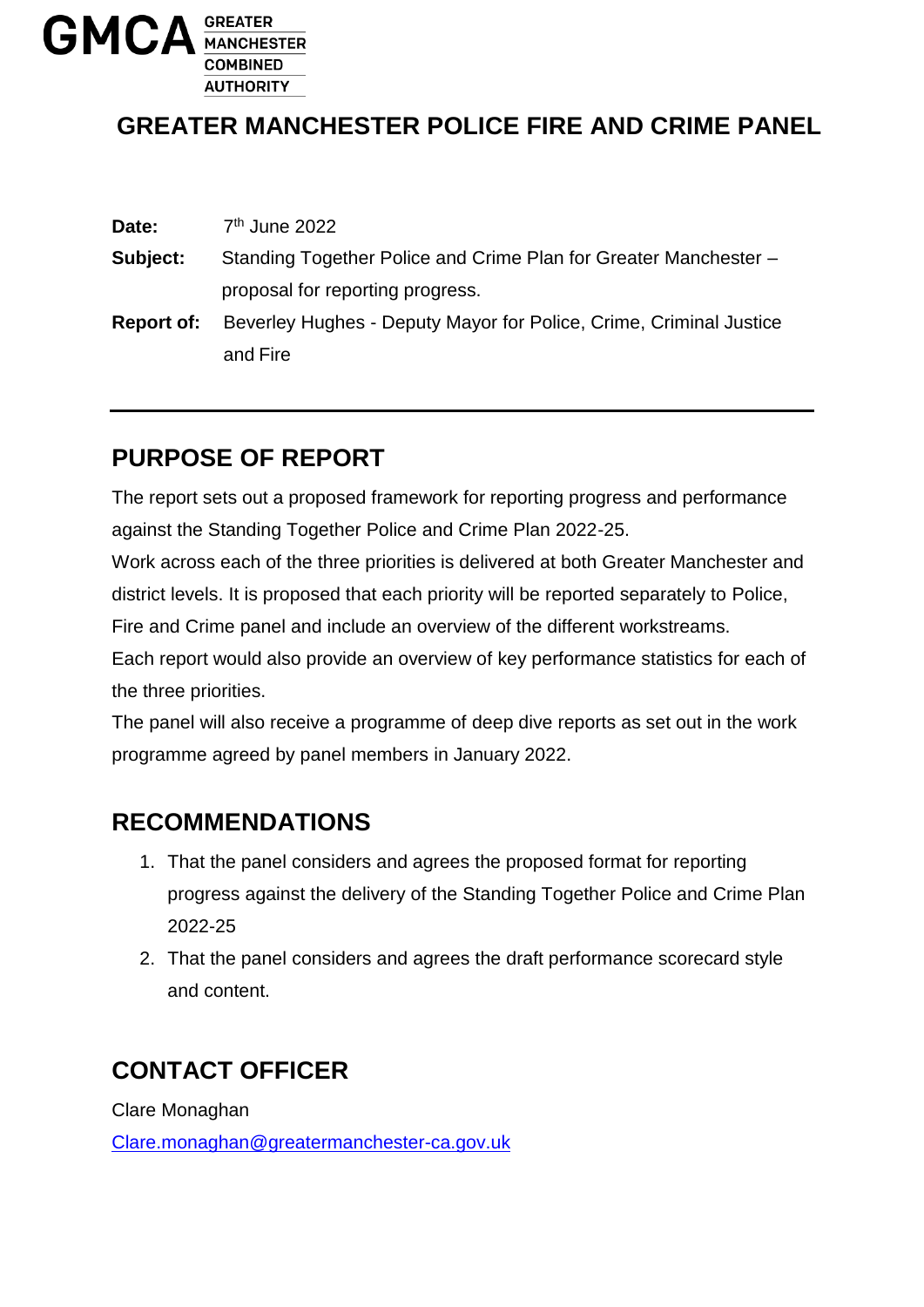GMCA GREATER MANCHESTER COMBINED AUTHORITY

# GREATER MANCHESTER POLICE FIRE AND CRIME PANEL

**Date:** 7th June 2022

**Subject:** Standing Together Police and Crime Plan for Greater Manchester – proposal for reporting progress.

**Report of:** Beverley Hughes - Deputy Mayor for Police, Crime, Criminal Justice and Fire

---

## PURPOSE OF REPORT

The report sets out a proposed framework for reporting progress and performance against the Standing Together Police and Crime Plan 2022-25.

Work across each of the three priorities is delivered at both Greater Manchester and district levels. It is proposed that each priority will be reported separately to Police, Fire and Crime panel and include an overview of the different workstreams.

Each report would also provide an overview of key performance statistics for each of the three priorities.

The panel will also receive a programme of deep dive reports as set out in the work programme agreed by panel members in January 2022.

## RECOMMENDATIONS

1. That the panel considers and agrees the proposed format for reporting progress against the delivery of the Standing Together Police and Crime Plan 2022-25
2. That the panel considers and agrees the draft performance scorecard style and content.

## CONTACT OFFICER

Clare Monaghan

Clare.monaghan@greatermanchester-ca.gov.uk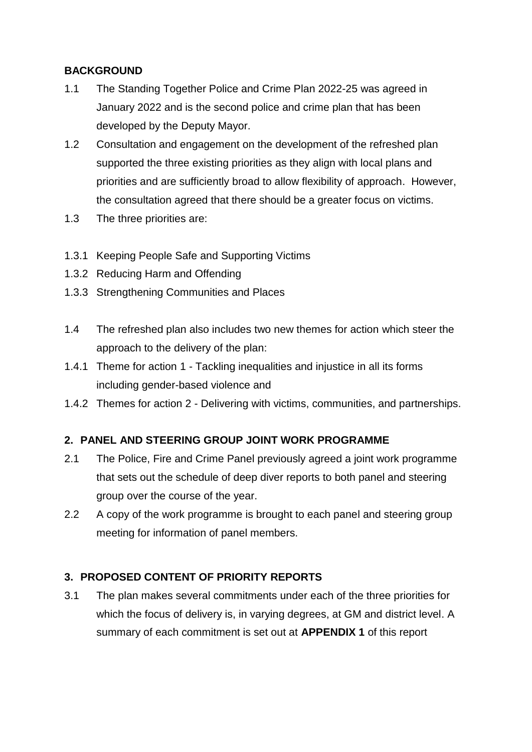**BACKGROUND**

1.1 The Standing Together Police and Crime Plan 2022-25 was agreed in January 2022 and is the second police and crime plan that has been developed by the Deputy Mayor.

1.2 Consultation and engagement on the development of the refreshed plan supported the three existing priorities as they align with local plans and priorities and are sufficiently broad to allow flexibility of approach. However, the consultation agreed that there should be a greater focus on victims.

1.3 The three priorities are:

1.3.1 Keeping People Safe and Supporting Victims

1.3.2 Reducing Harm and Offending

1.3.3 Strengthening Communities and Places

1.4 The refreshed plan also includes two new themes for action which steer the approach to the delivery of the plan:

1.4.1 Theme for action 1 - Tackling inequalities and injustice in all its forms including gender-based violence and

1.4.2 Themes for action 2 - Delivering with victims, communities, and partnerships.

**2. PANEL AND STEERING GROUP JOINT WORK PROGRAMME**

2.1 The Police, Fire and Crime Panel previously agreed a joint work programme that sets out the schedule of deep diver reports to both panel and steering group over the course of the year.

2.2 A copy of the work programme is brought to each panel and steering group meeting for information of panel members.

**3. PROPOSED CONTENT OF PRIORITY REPORTS**

3.1 The plan makes several commitments under each of the three priorities for which the focus of delivery is, in varying degrees, at GM and district level. A summary of each commitment is set out at **APPENDIX 1** of this report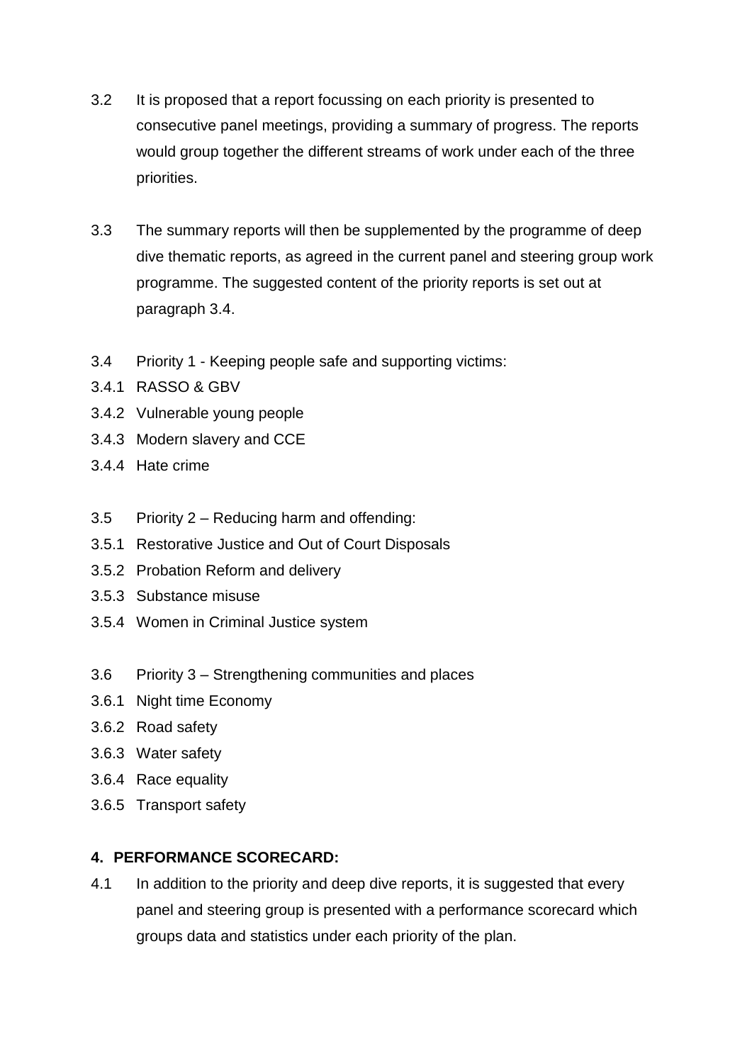3.2 It is proposed that a report focussing on each priority is presented to consecutive panel meetings, providing a summary of progress. The reports would group together the different streams of work under each of the three priorities.

3.3 The summary reports will then be supplemented by the programme of deep dive thematic reports, as agreed in the current panel and steering group work programme. The suggested content of the priority reports is set out at paragraph 3.4.

3.4 Priority 1 - Keeping people safe and supporting victims:

3.4.1 RASSO & GBV

3.4.2 Vulnerable young people

3.4.3 Modern slavery and CCE

3.4.4 Hate crime

3.5 Priority 2 – Reducing harm and offending:

3.5.1 Restorative Justice and Out of Court Disposals

3.5.2 Probation Reform and delivery

3.5.3 Substance misuse

3.5.4 Women in Criminal Justice system

3.6 Priority 3 – Strengthening communities and places

3.6.1 Night time Economy

3.6.2 Road safety

3.6.3 Water safety

3.6.4 Race equality

3.6.5 Transport safety

## 4. PERFORMANCE SCORECARD:

4.1 In addition to the priority and deep dive reports, it is suggested that every panel and steering group is presented with a performance scorecard which groups data and statistics under each priority of the plan.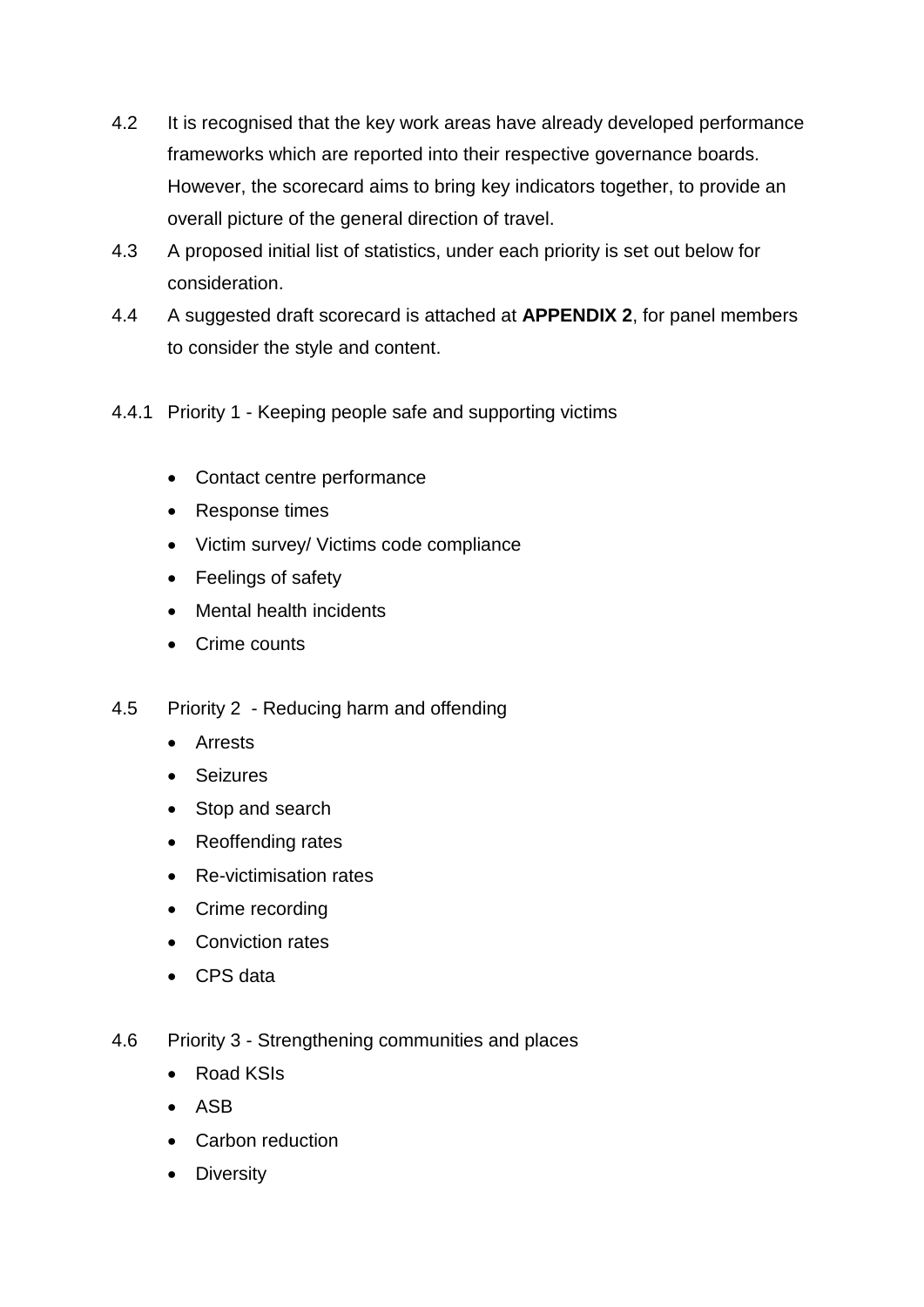4.2 It is recognised that the key work areas have already developed performance frameworks which are reported into their respective governance boards. However, the scorecard aims to bring key indicators together, to provide an overall picture of the general direction of travel.

4.3 A proposed initial list of statistics, under each priority is set out below for consideration.

4.4 A suggested draft scorecard is attached at **APPENDIX 2**, for panel members to consider the style and content.

4.4.1 Priority 1 - Keeping people safe and supporting victims

- Contact centre performance
- Response times
- Victim survey/ Victims code compliance
- Feelings of safety
- Mental health incidents
- Crime counts

4.5 Priority 2 - Reducing harm and offending

- Arrests
- Seizures
- Stop and search
- Reoffending rates
- Re-victimisation rates
- Crime recording
- Conviction rates
- CPS data

4.6 Priority 3 - Strengthening communities and places

- Road KSIs
- ASB
- Carbon reduction
- Diversity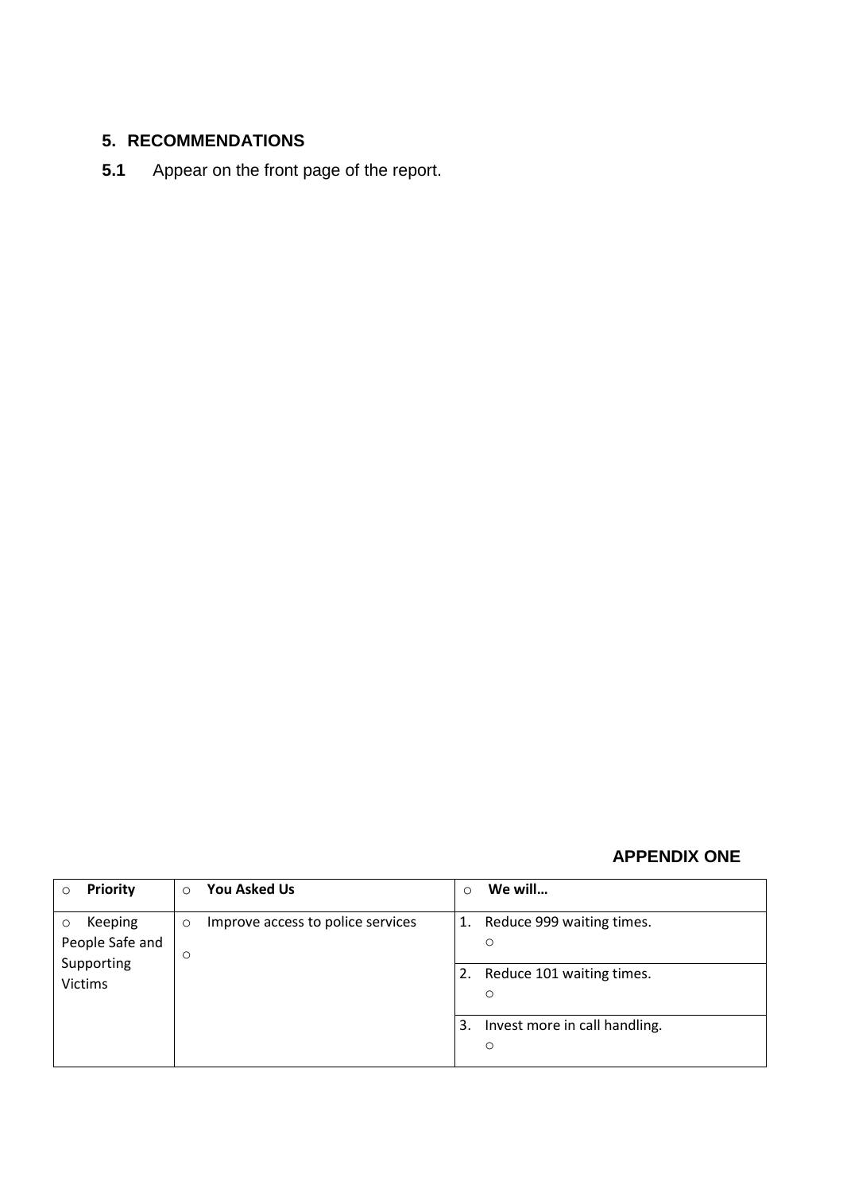## 5. RECOMMENDATIONS

**5.1** Appear on the front page of the report.

**APPENDIX ONE**

| ○ **Priority** | ○ **You Asked Us** | ○ **We will…** |
| --- | --- | --- |
| ○ Keeping People Safe and Supporting Victims | ○ Improve access to police services<br>○ | 1. Reduce 999 waiting times.<br>○ |
| | | 2. Reduce 101 waiting times.<br>○ |
| | | 3. Invest more in call handling.<br>○ |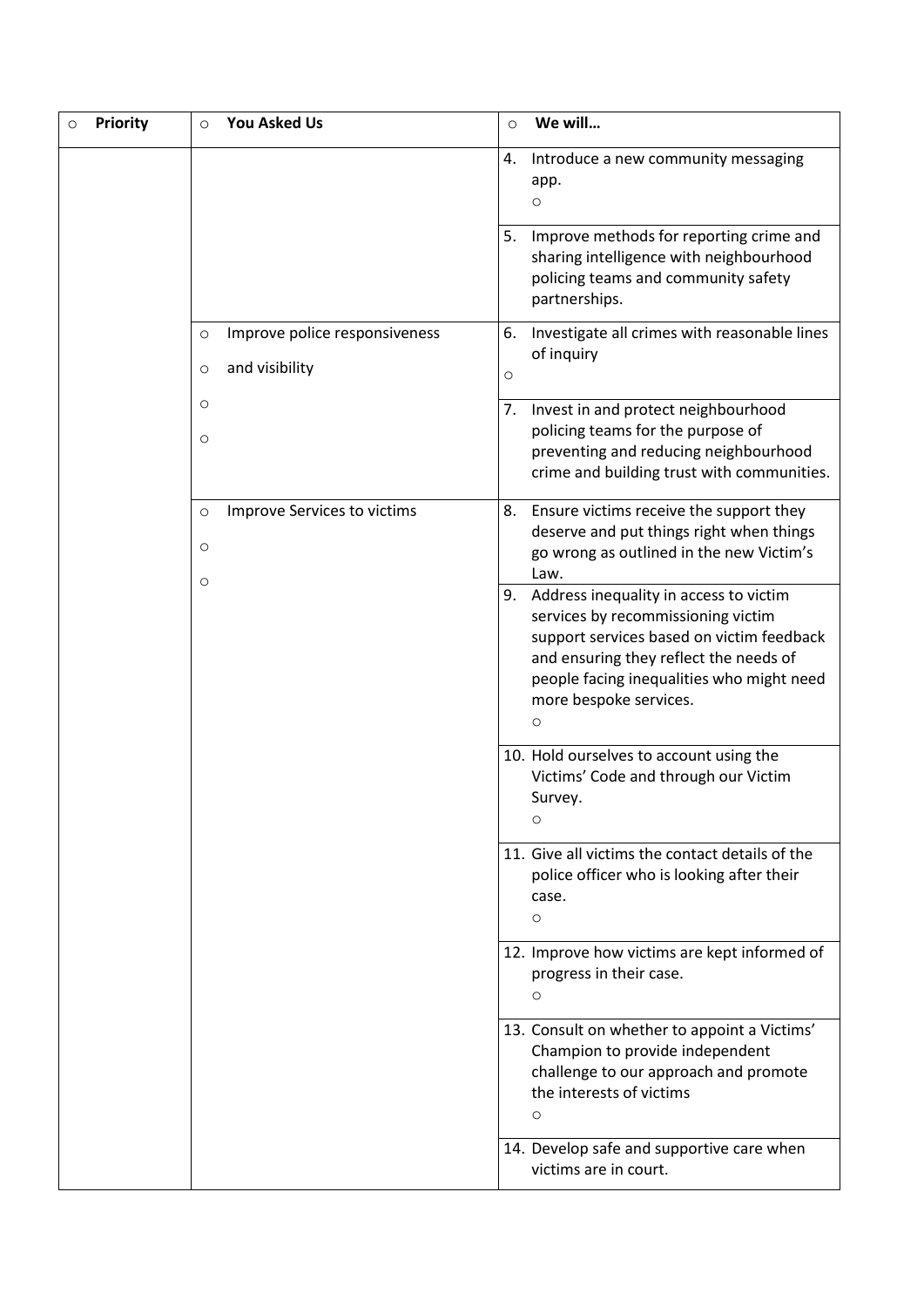| Priority | You Asked Us | We will… |
|---|---|---|
| | | 4. Introduce a new community messaging app. |
| | | 5. Improve methods for reporting crime and sharing intelligence with neighbourhood policing teams and community safety partnerships. |
| | Improve police responsiveness and visibility | 6. Investigate all crimes with reasonable lines of inquiry |
| | | 7. Invest in and protect neighbourhood policing teams for the purpose of preventing and reducing neighbourhood crime and building trust with communities. |
| | Improve Services to victims | 8. Ensure victims receive the support they deserve and put things right when things go wrong as outlined in the new Victim's Law. |
| | | 9. Address inequality in access to victim services by recommissioning victim support services based on victim feedback and ensuring they reflect the needs of people facing inequalities who might need more bespoke services. |
| | | 10. Hold ourselves to account using the Victims' Code and through our Victim Survey. |
| | | 11. Give all victims the contact details of the police officer who is looking after their case. |
| | | 12. Improve how victims are kept informed of progress in their case. |
| | | 13. Consult on whether to appoint a Victims' Champion to provide independent challenge to our approach and promote the interests of victims |
| | | 14. Develop safe and supportive care when victims are in court. |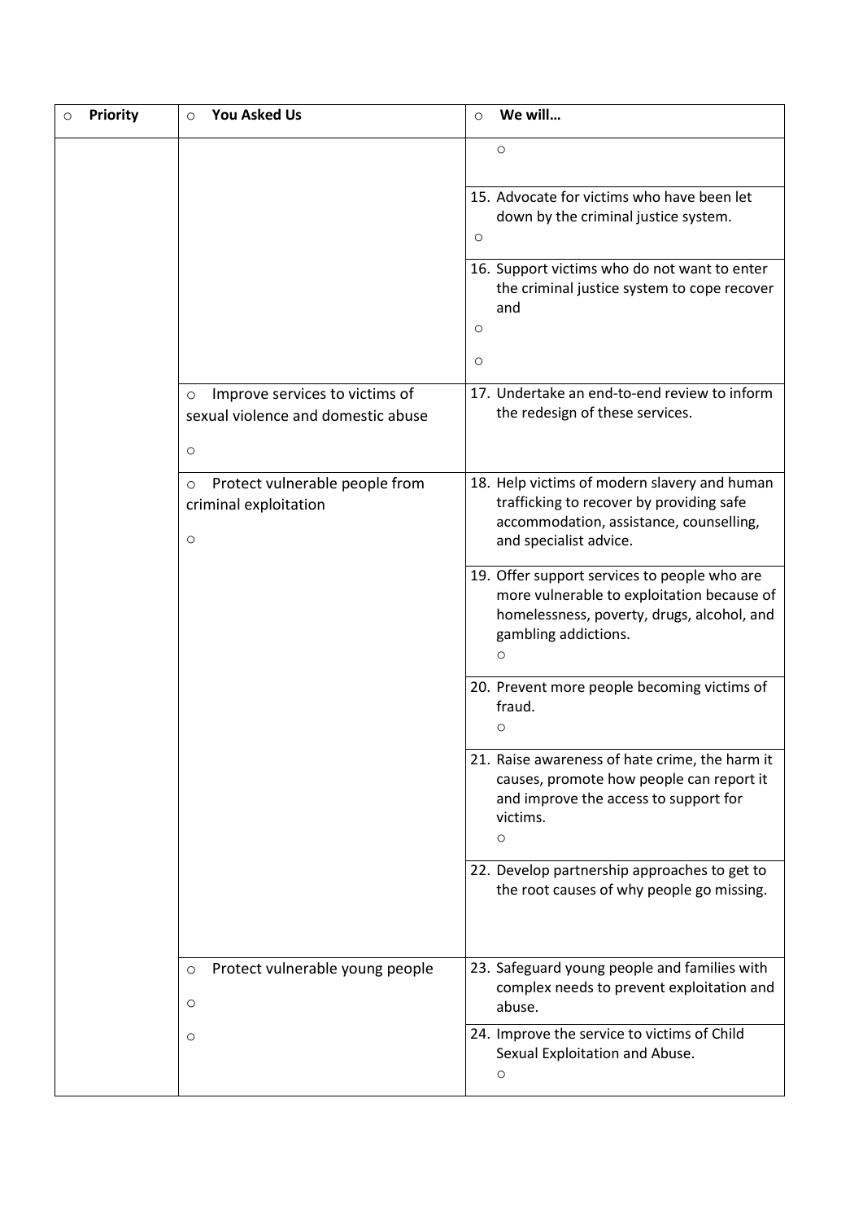| Priority | You Asked Us | We will… |
|---|---|---|
| | | |
| | | 15. Advocate for victims who have been let down by the criminal justice system. |
| | | 16. Support victims who do not want to enter the criminal justice system to cope recover and |
| | Improve services to victims of sexual violence and domestic abuse | 17. Undertake an end-to-end review to inform the redesign of these services. |
| | Protect vulnerable people from criminal exploitation | 18. Help victims of modern slavery and human trafficking to recover by providing safe accommodation, assistance, counselling, and specialist advice. |
| | | 19. Offer support services to people who are more vulnerable to exploitation because of homelessness, poverty, drugs, alcohol, and gambling addictions. |
| | | 20. Prevent more people becoming victims of fraud. |
| | | 21. Raise awareness of hate crime, the harm it causes, promote how people can report it and improve the access to support for victims. |
| | | 22. Develop partnership approaches to get to the root causes of why people go missing. |
| | Protect vulnerable young people | 23. Safeguard young people and families with complex needs to prevent exploitation and abuse. |
| | | 24. Improve the service to victims of Child Sexual Exploitation and Abuse. |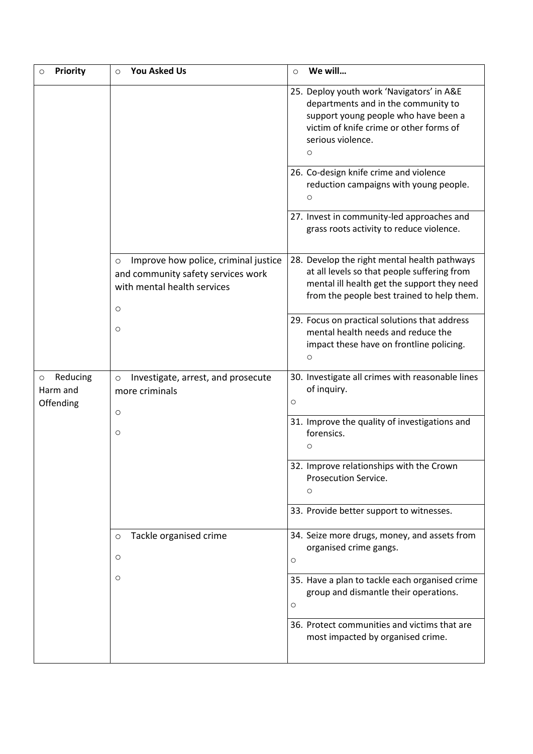| Priority | You Asked Us | We will… |
|---|---|---|
| | | 25. Deploy youth work 'Navigators' in A&E departments and in the community to support young people who have been a victim of knife crime or other forms of serious violence. |
| | | 26. Co-design knife crime and violence reduction campaigns with young people. |
| | | 27. Invest in community-led approaches and grass roots activity to reduce violence. |
| | Improve how police, criminal justice and community safety services work with mental health services | 28. Develop the right mental health pathways at all levels so that people suffering from mental ill health get the support they need from the people best trained to help them. |
| | | 29. Focus on practical solutions that address mental health needs and reduce the impact these have on frontline policing. |
| Reducing Harm and Offending | Investigate, arrest, and prosecute more criminals | 30. Investigate all crimes with reasonable lines of inquiry. |
| | | 31. Improve the quality of investigations and forensics. |
| | | 32. Improve relationships with the Crown Prosecution Service. |
| | | 33. Provide better support to witnesses. |
| | Tackle organised crime | 34. Seize more drugs, money, and assets from organised crime gangs. |
| | | 35. Have a plan to tackle each organised crime group and dismantle their operations. |
| | | 36. Protect communities and victims that are most impacted by organised crime. |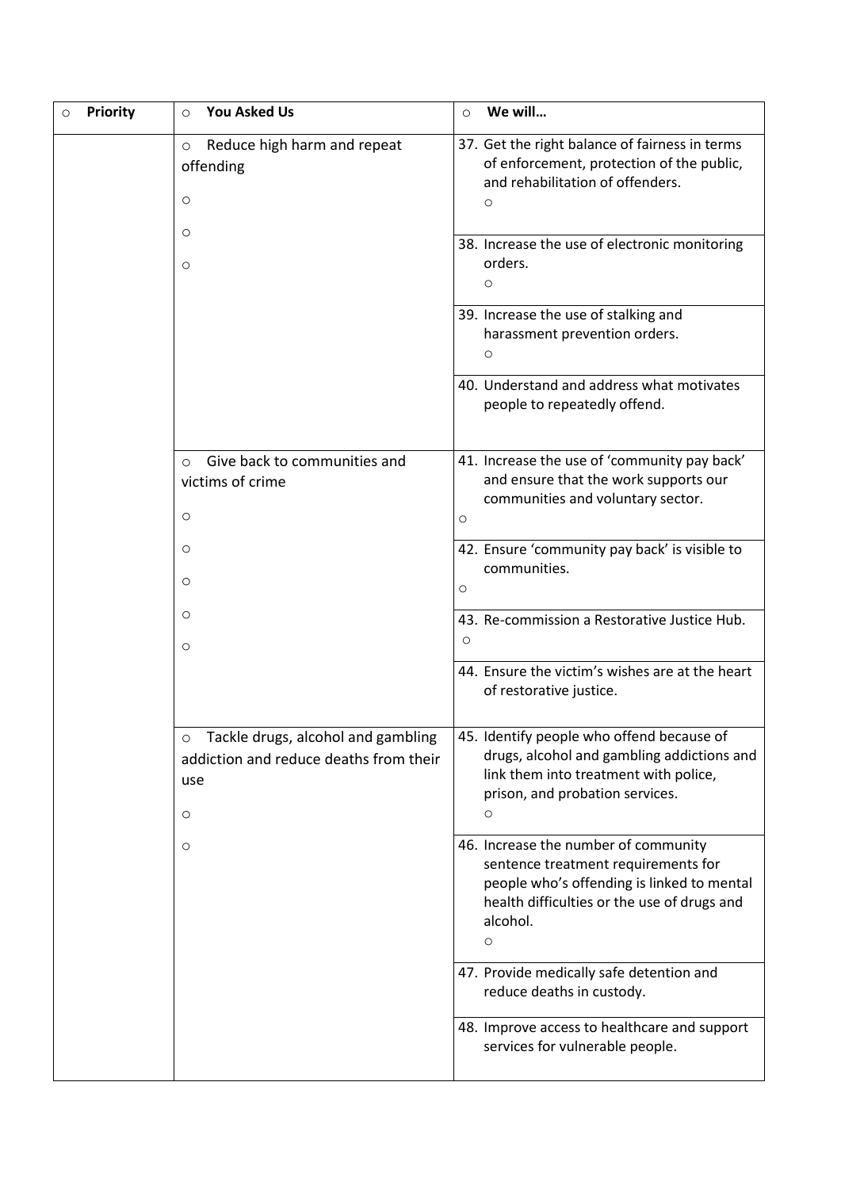| Priority | You Asked Us | We will… |
|---|---|---|
| | Reduce high harm and repeat offending | 37. Get the right balance of fairness in terms of enforcement, protection of the public, and rehabilitation of offenders. |
| | | 38. Increase the use of electronic monitoring orders. |
| | | 39. Increase the use of stalking and harassment prevention orders. |
| | | 40. Understand and address what motivates people to repeatedly offend. |
| | Give back to communities and victims of crime | 41. Increase the use of 'community pay back' and ensure that the work supports our communities and voluntary sector. |
| | | 42. Ensure 'community pay back' is visible to communities. |
| | | 43. Re-commission a Restorative Justice Hub. |
| | | 44. Ensure the victim's wishes are at the heart of restorative justice. |
| | Tackle drugs, alcohol and gambling addiction and reduce deaths from their use | 45. Identify people who offend because of drugs, alcohol and gambling addictions and link them into treatment with police, prison, and probation services. |
| | | 46. Increase the number of community sentence treatment requirements for people who's offending is linked to mental health difficulties or the use of drugs and alcohol. |
| | | 47. Provide medically safe detention and reduce deaths in custody. |
| | | 48. Improve access to healthcare and support services for vulnerable people. |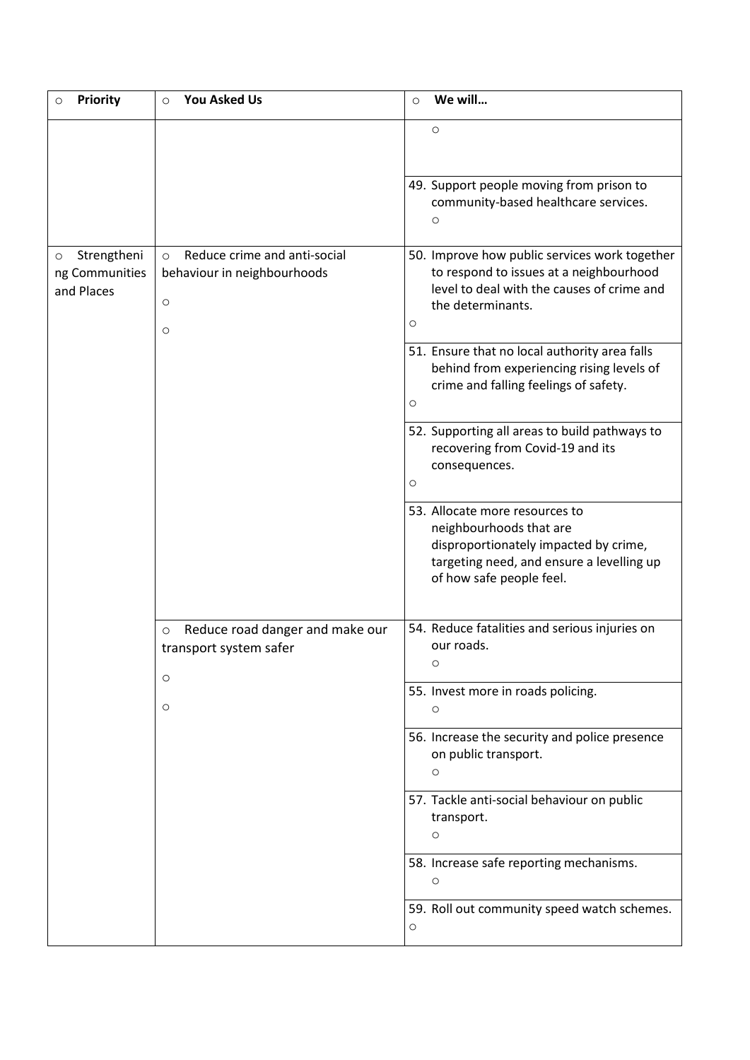| Priority | You Asked Us | We will… |
|---|---|---|
| | | |
| | | 49. Support people moving from prison to community-based healthcare services. |
| Strengthening Communities and Places | Reduce crime and anti-social behaviour in neighbourhoods | 50. Improve how public services work together to respond to issues at a neighbourhood level to deal with the causes of crime and the determinants. |
| | | 51. Ensure that no local authority area falls behind from experiencing rising levels of crime and falling feelings of safety. |
| | | 52. Supporting all areas to build pathways to recovering from Covid-19 and its consequences. |
| | | 53. Allocate more resources to neighbourhoods that are disproportionately impacted by crime, targeting need, and ensure a levelling up of how safe people feel. |
| | Reduce road danger and make our transport system safer | 54. Reduce fatalities and serious injuries on our roads. |
| | | 55. Invest more in roads policing. |
| | | 56. Increase the security and police presence on public transport. |
| | | 57. Tackle anti-social behaviour on public transport. |
| | | 58. Increase safe reporting mechanisms. |
| | | 59. Roll out community speed watch schemes. |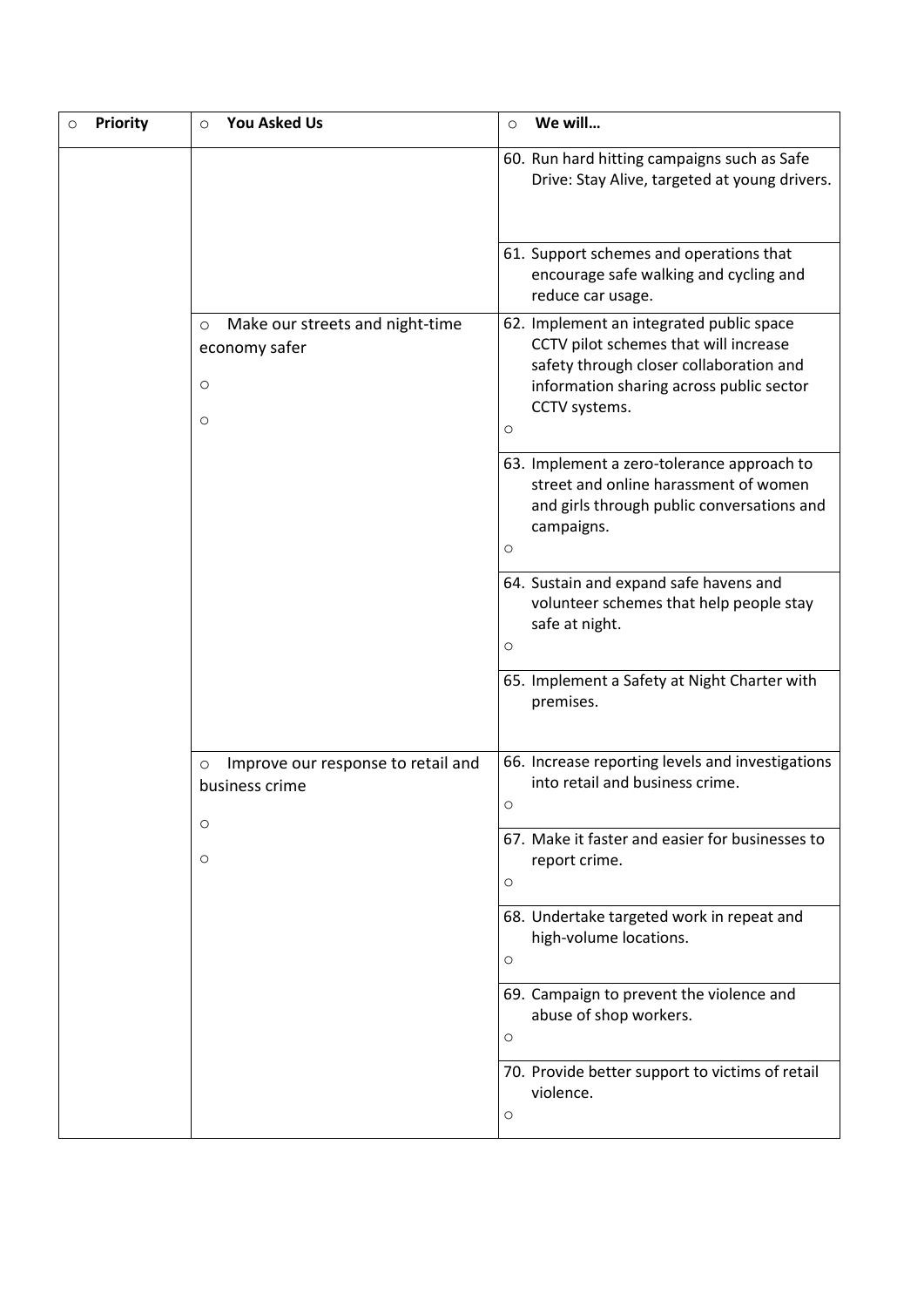| Priority | You Asked Us | We will… |
| --- | --- | --- |
| | | 60. Run hard hitting campaigns such as Safe Drive: Stay Alive, targeted at young drivers. |
| | | 61. Support schemes and operations that encourage safe walking and cycling and reduce car usage. |
| | Make our streets and night-time economy safer | 62. Implement an integrated public space CCTV pilot schemes that will increase safety through closer collaboration and information sharing across public sector CCTV systems. |
| | | 63. Implement a zero-tolerance approach to street and online harassment of women and girls through public conversations and campaigns. |
| | | 64. Sustain and expand safe havens and volunteer schemes that help people stay safe at night. |
| | | 65. Implement a Safety at Night Charter with premises. |
| | Improve our response to retail and business crime | 66. Increase reporting levels and investigations into retail and business crime. |
| | | 67. Make it faster and easier for businesses to report crime. |
| | | 68. Undertake targeted work in repeat and high-volume locations. |
| | | 69. Campaign to prevent the violence and abuse of shop workers. |
| | | 70. Provide better support to victims of retail violence. |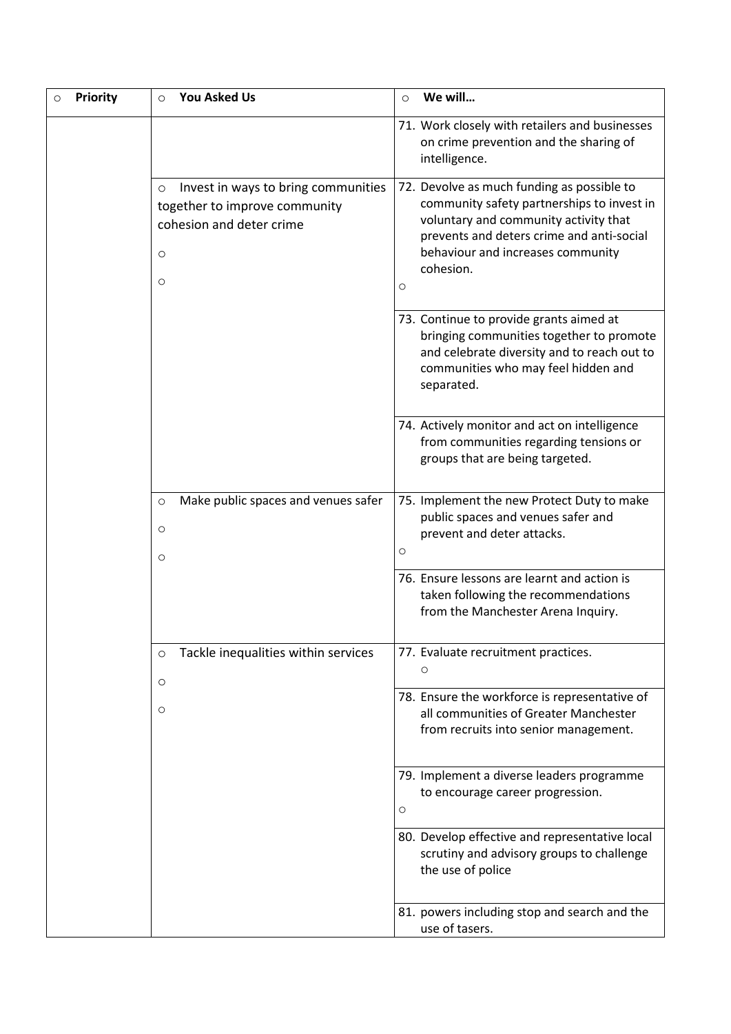| Priority | You Asked Us | We will… |
|---|---|---|
| | | 71. Work closely with retailers and businesses on crime prevention and the sharing of intelligence. |
| | Invest in ways to bring communities together to improve community cohesion and deter crime | 72. Devolve as much funding as possible to community safety partnerships to invest in voluntary and community activity that prevents and deters crime and anti-social behaviour and increases community cohesion. |
| | | 73. Continue to provide grants aimed at bringing communities together to promote and celebrate diversity and to reach out to communities who may feel hidden and separated. |
| | | 74. Actively monitor and act on intelligence from communities regarding tensions or groups that are being targeted. |
| | Make public spaces and venues safer | 75. Implement the new Protect Duty to make public spaces and venues safer and prevent and deter attacks. |
| | | 76. Ensure lessons are learnt and action is taken following the recommendations from the Manchester Arena Inquiry. |
| | Tackle inequalities within services | 77. Evaluate recruitment practices. |
| | | 78. Ensure the workforce is representative of all communities of Greater Manchester from recruits into senior management. |
| | | 79. Implement a diverse leaders programme to encourage career progression. |
| | | 80. Develop effective and representative local scrutiny and advisory groups to challenge the use of police |
| | | 81. powers including stop and search and the use of tasers. |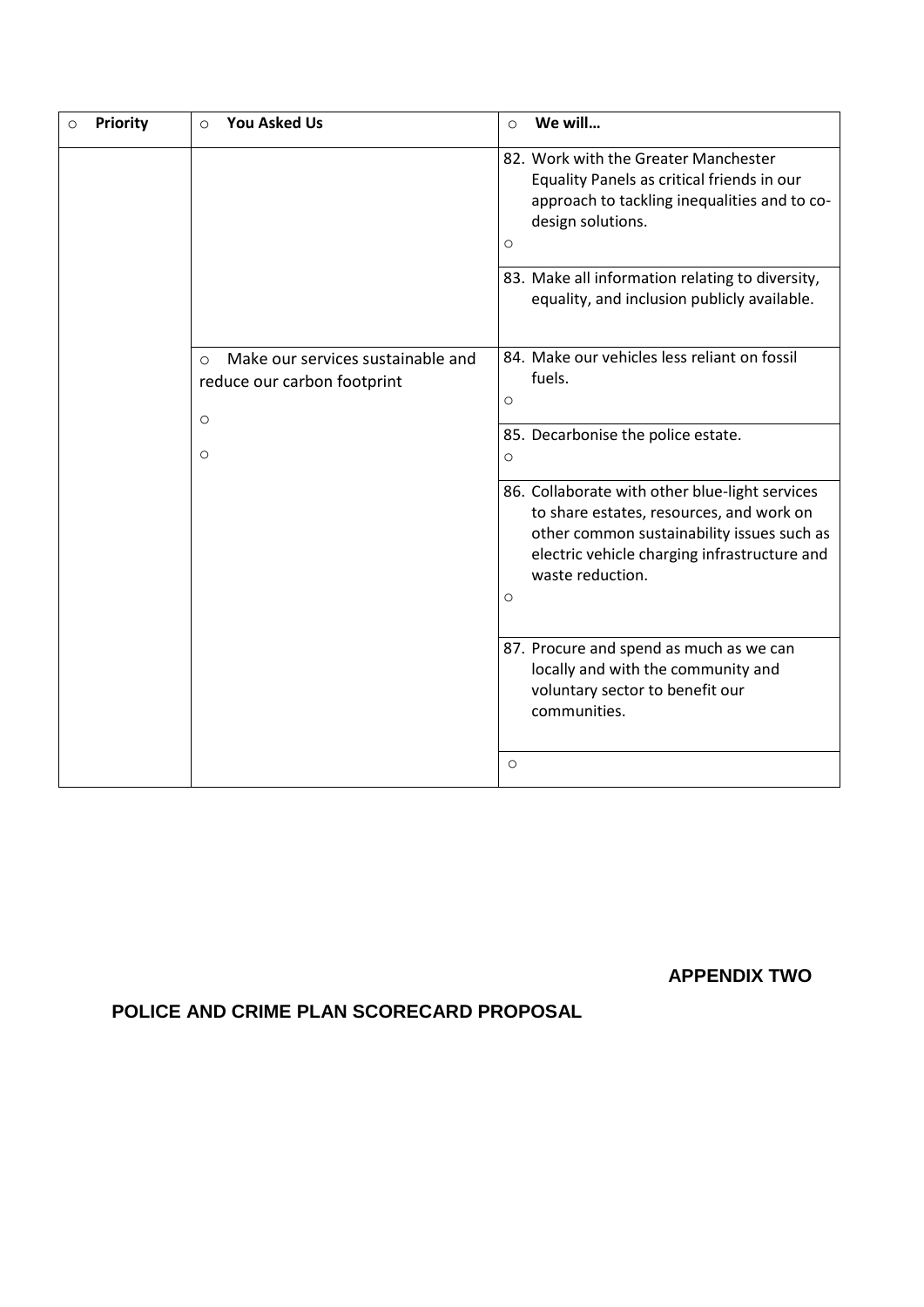| Priority | You Asked Us | We will… |
|---|---|---|
| | | 82. Work with the Greater Manchester Equality Panels as critical friends in our approach to tackling inequalities and to co-design solutions. |
| | | 83. Make all information relating to diversity, equality, and inclusion publicly available. |
| | Make our services sustainable and reduce our carbon footprint | 84. Make our vehicles less reliant on fossil fuels. |
| | | 85. Decarbonise the police estate. |
| | | 86. Collaborate with other blue-light services to share estates, resources, and work on other common sustainability issues such as electric vehicle charging infrastructure and waste reduction. |
| | | 87. Procure and spend as much as we can locally and with the community and voluntary sector to benefit our communities. |
| | | |

**APPENDIX TWO**

## POLICE AND CRIME PLAN SCORECARD PROPOSAL